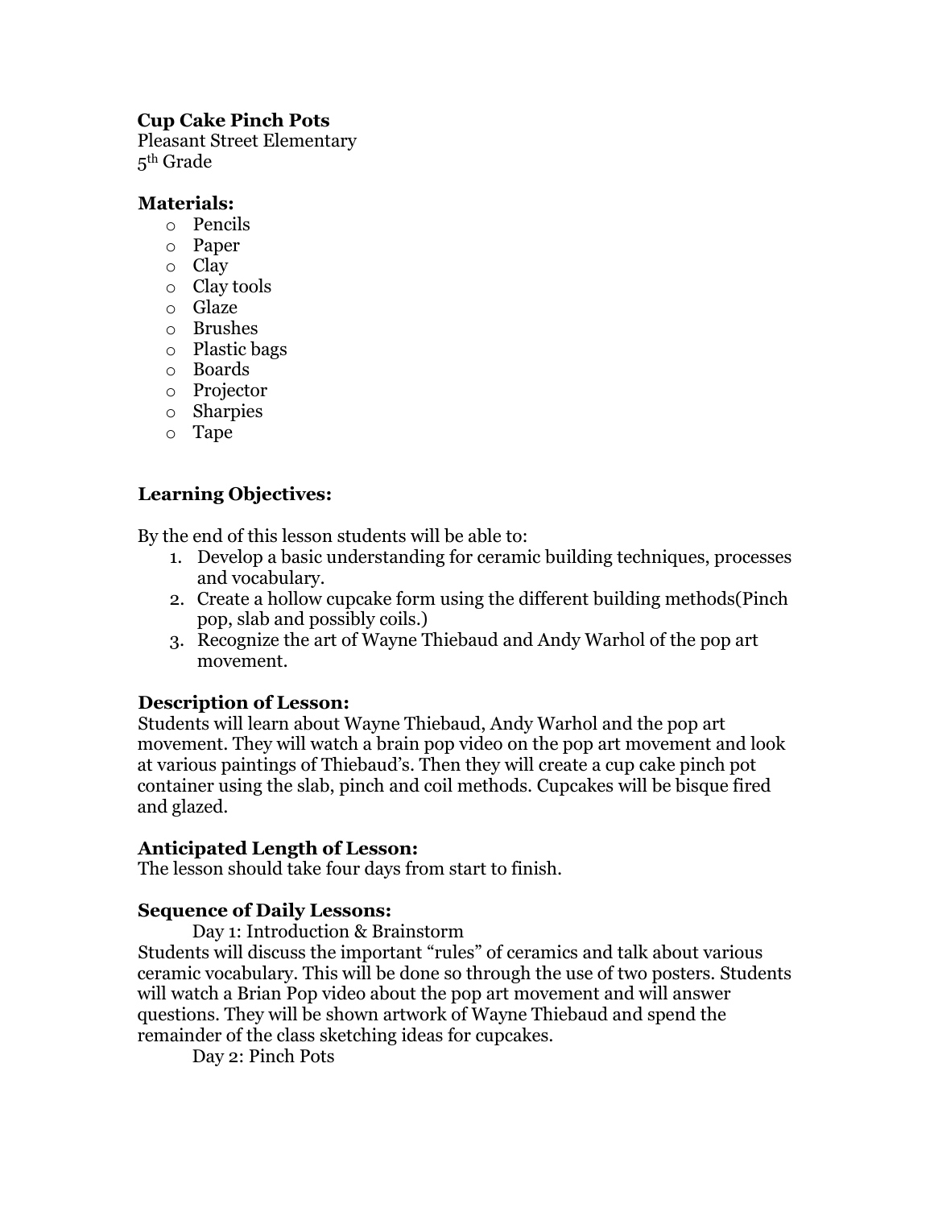**Cup Cake Pinch Pots**
Pleasant Street Elementary
5th Grade

**Materials:**

- Pencils
- Paper
- Clay
- Clay tools
- Glaze
- Brushes
- Plastic bags
- Boards
- Projector
- Sharpies
- Tape

**Learning Objectives:**

By the end of this lesson students will be able to:

1. Develop a basic understanding for ceramic building techniques, processes and vocabulary.
2. Create a hollow cupcake form using the different building methods(Pinch pop, slab and possibly coils.)
3. Recognize the art of Wayne Thiebaud and Andy Warhol of the pop art movement.

**Description of Lesson:**
Students will learn about Wayne Thiebaud, Andy Warhol and the pop art movement. They will watch a brain pop video on the pop art movement and look at various paintings of Thiebaud's. Then they will create a cup cake pinch pot container using the slab, pinch and coil methods. Cupcakes will be bisque fired and glazed.

**Anticipated Length of Lesson:**
The lesson should take four days from start to finish.

**Sequence of Daily Lessons:**

Day 1: Introduction & Brainstorm

Students will discuss the important "rules" of ceramics and talk about various ceramic vocabulary. This will be done so through the use of two posters. Students will watch a Brian Pop video about the pop art movement and will answer questions. They will be shown artwork of Wayne Thiebaud and spend the remainder of the class sketching ideas for cupcakes.

Day 2: Pinch Pots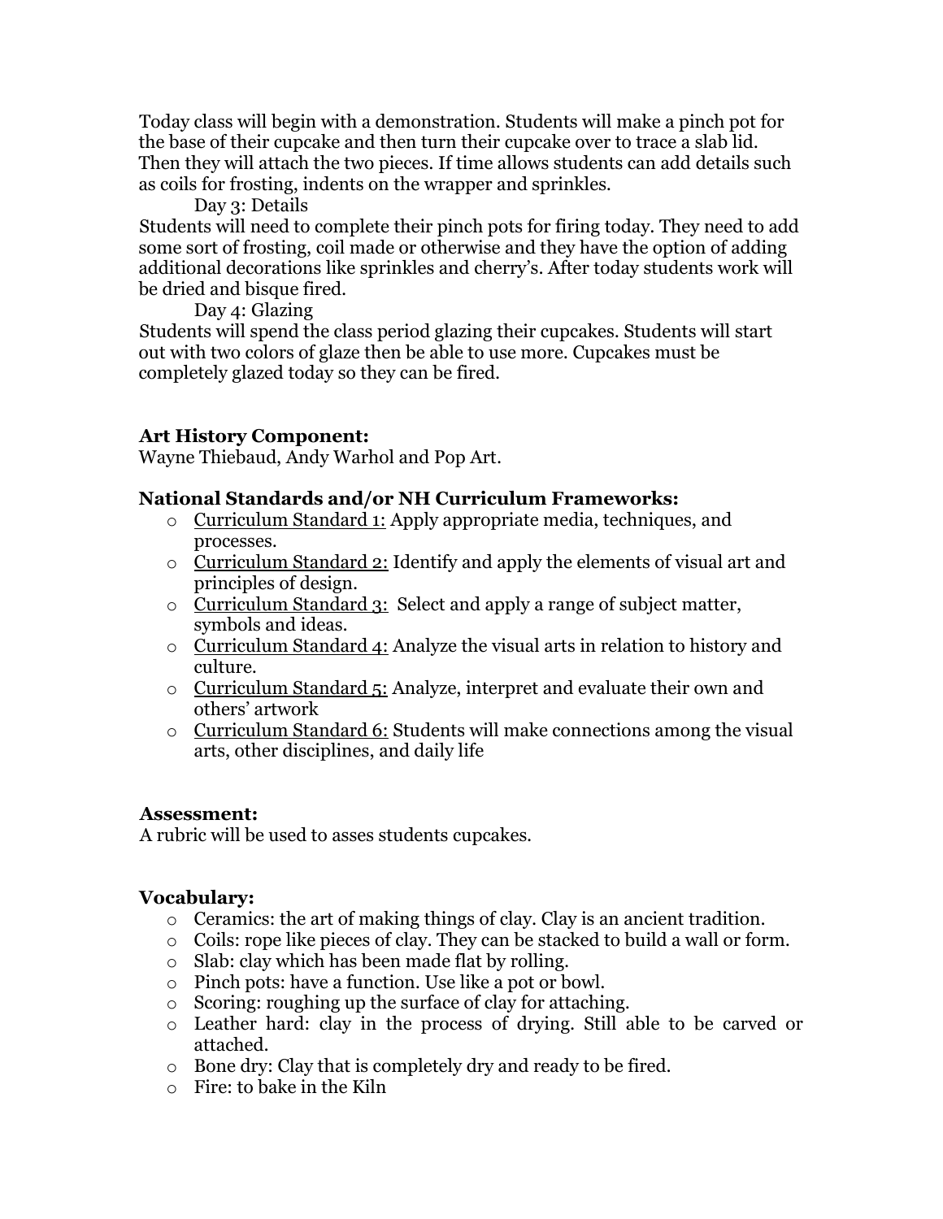Today class will begin with a demonstration. Students will make a pinch pot for the base of their cupcake and then turn their cupcake over to trace a slab lid. Then they will attach the two pieces. If time allows students can add details such as coils for frosting, indents on the wrapper and sprinkles.

Day 3: Details

Students will need to complete their pinch pots for firing today. They need to add some sort of frosting, coil made or otherwise and they have the option of adding additional decorations like sprinkles and cherry's. After today students work will be dried and bisque fired.

Day 4: Glazing

Students will spend the class period glazing their cupcakes. Students will start out with two colors of glaze then be able to use more. Cupcakes must be completely glazed today so they can be fired.

**Art History Component:**

Wayne Thiebaud, Andy Warhol and Pop Art.

**National Standards and/or NH Curriculum Frameworks:**

- Curriculum Standard 1: Apply appropriate media, techniques, and processes.
- Curriculum Standard 2: Identify and apply the elements of visual art and principles of design.
- Curriculum Standard 3: Select and apply a range of subject matter, symbols and ideas.
- Curriculum Standard 4: Analyze the visual arts in relation to history and culture.
- Curriculum Standard 5: Analyze, interpret and evaluate their own and others' artwork
- Curriculum Standard 6: Students will make connections among the visual arts, other disciplines, and daily life

**Assessment:**

A rubric will be used to asses students cupcakes.

**Vocabulary:**

- Ceramics: the art of making things of clay. Clay is an ancient tradition.
- Coils: rope like pieces of clay. They can be stacked to build a wall or form.
- Slab: clay which has been made flat by rolling.
- Pinch pots: have a function. Use like a pot or bowl.
- Scoring: roughing up the surface of clay for attaching.
- Leather hard: clay in the process of drying. Still able to be carved or attached.
- Bone dry: Clay that is completely dry and ready to be fired.
- Fire: to bake in the Kiln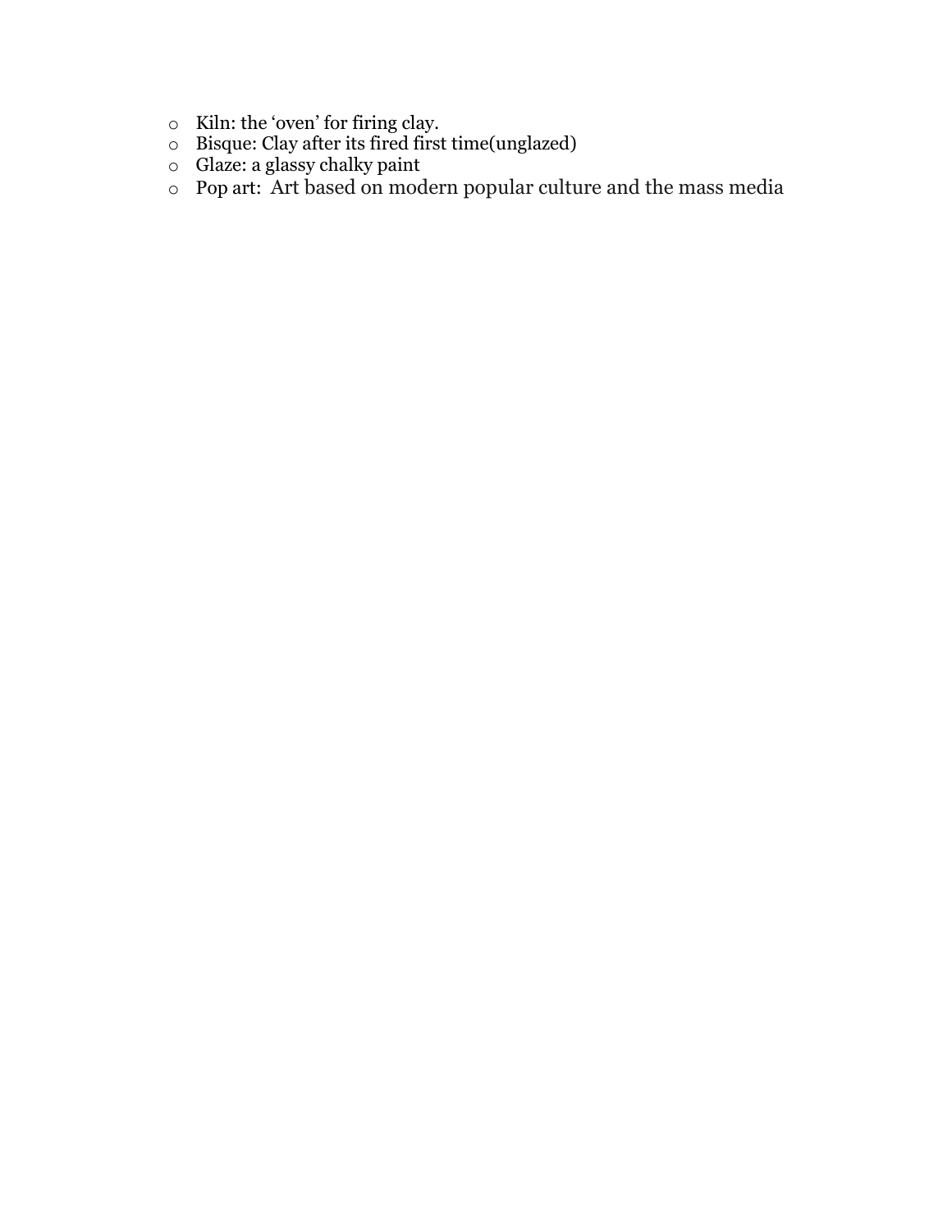- Kiln: the 'oven' for firing clay.
- Bisque: Clay after its fired first time(unglazed)
- Glaze: a glassy chalky paint
- Pop art: Art based on modern popular culture and the mass media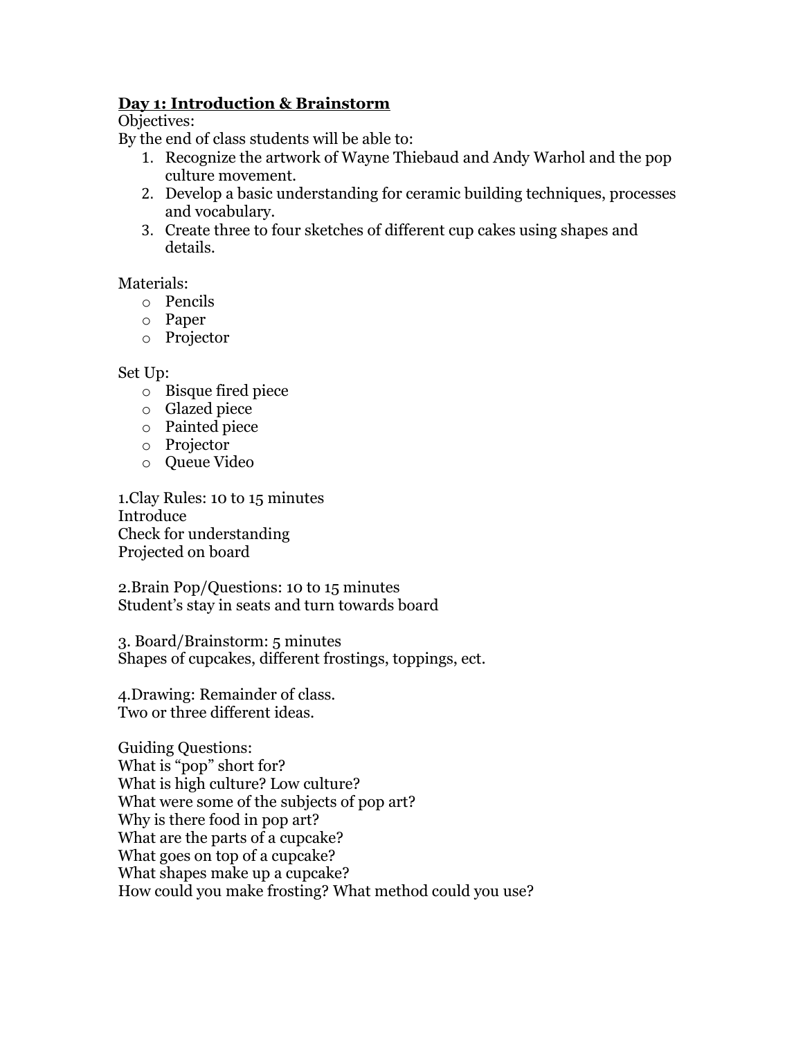**Day 1: Introduction & Brainstorm**

Objectives:

By the end of class students will be able to:

1. Recognize the artwork of Wayne Thiebaud and Andy Warhol and the pop culture movement.
2. Develop a basic understanding for ceramic building techniques, processes and vocabulary.
3. Create three to four sketches of different cup cakes using shapes and details.

Materials:

- Pencils
- Paper
- Projector

Set Up:

- Bisque fired piece
- Glazed piece
- Painted piece
- Projector
- Queue Video

1.Clay Rules: 10 to 15 minutes
Introduce
Check for understanding
Projected on board

2.Brain Pop/Questions: 10 to 15 minutes
Student's stay in seats and turn towards board

3. Board/Brainstorm: 5 minutes
Shapes of cupcakes, different frostings, toppings, ect.

4.Drawing: Remainder of class.
Two or three different ideas.

Guiding Questions:
What is "pop" short for?
What is high culture? Low culture?
What were some of the subjects of pop art?
Why is there food in pop art?
What are the parts of a cupcake?
What goes on top of a cupcake?
What shapes make up a cupcake?
How could you make frosting? What method could you use?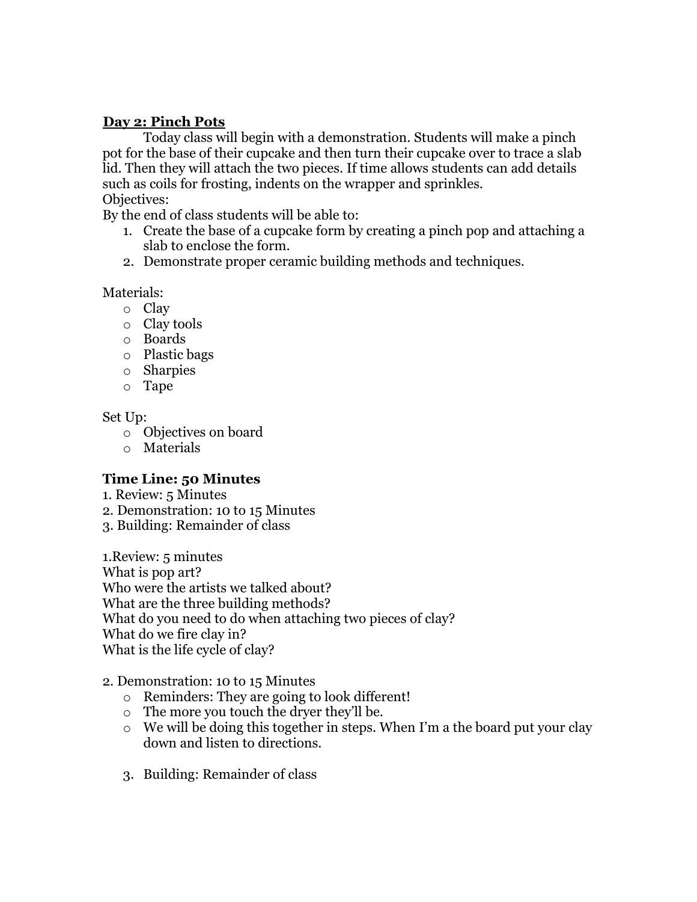## Day 2: Pinch Pots

Today class will begin with a demonstration. Students will make a pinch pot for the base of their cupcake and then turn their cupcake over to trace a slab lid. Then they will attach the two pieces. If time allows students can add details such as coils for frosting, indents on the wrapper and sprinkles.

Objectives:

By the end of class students will be able to:

1. Create the base of a cupcake form by creating a pinch pop and attaching a slab to enclose the form.
2. Demonstrate proper ceramic building methods and techniques.

Materials:

- Clay
- Clay tools
- Boards
- Plastic bags
- Sharpies
- Tape

Set Up:

- Objectives on board
- Materials

**Time Line: 50 Minutes**

1. Review: 5 Minutes
2. Demonstration: 10 to 15 Minutes
3. Building: Remainder of class

1.Review: 5 minutes

What is pop art?

Who were the artists we talked about?

What are the three building methods?

What do you need to do when attaching two pieces of clay?

What do we fire clay in?

What is the life cycle of clay?

2. Demonstration: 10 to 15 Minutes

- Reminders: They are going to look different!
- The more you touch the dryer they'll be.
- We will be doing this together in steps. When I'm a the board put your clay down and listen to directions.

3. Building: Remainder of class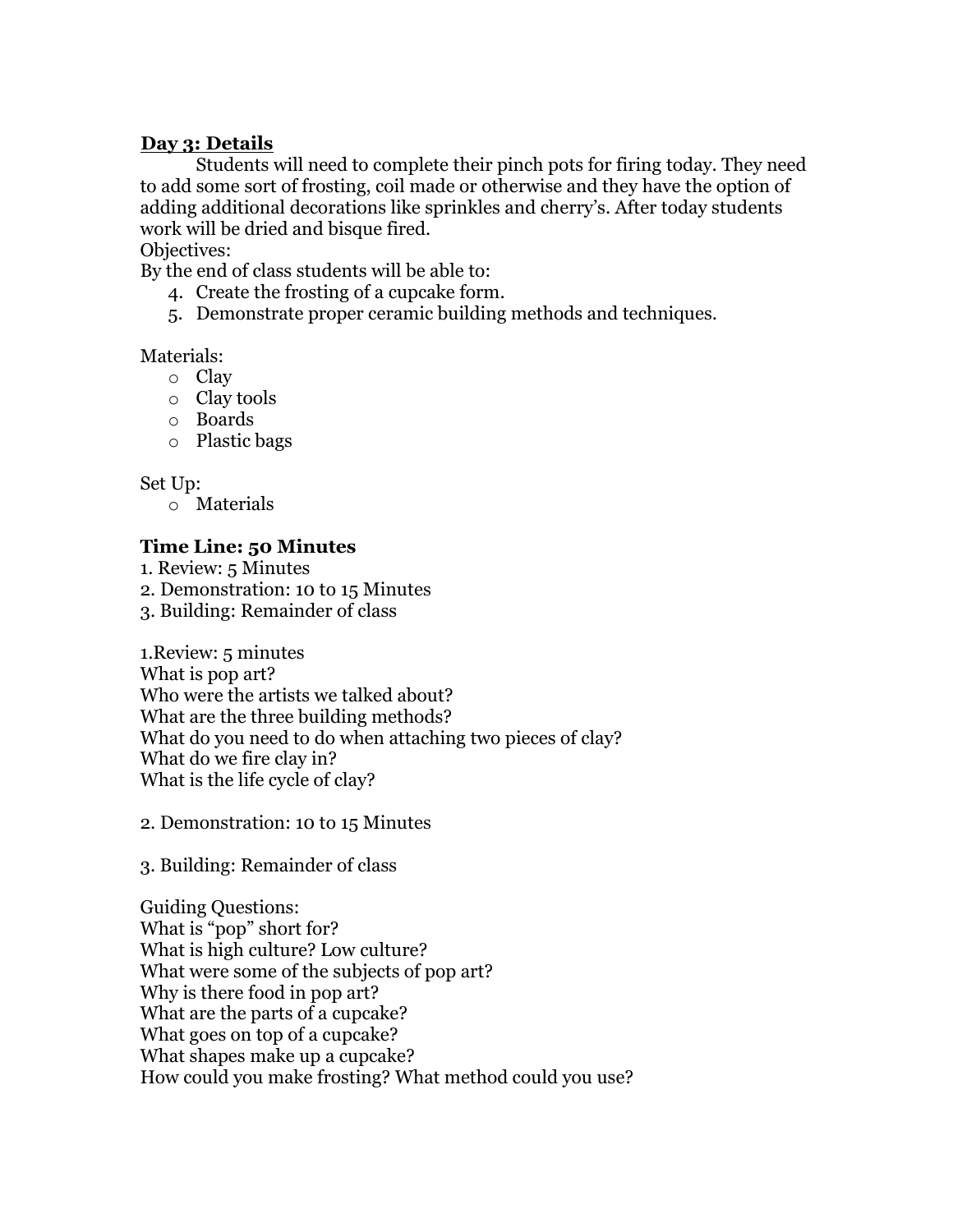## Day 3: Details

Students will need to complete their pinch pots for firing today. They need to add some sort of frosting, coil made or otherwise and they have the option of adding additional decorations like sprinkles and cherry's. After today students work will be dried and bisque fired.

Objectives:

By the end of class students will be able to:

4. Create the frosting of a cupcake form.
5. Demonstrate proper ceramic building methods and techniques.

Materials:

- Clay
- Clay tools
- Boards
- Plastic bags

Set Up:

- Materials

### Time Line: 50 Minutes

1. Review: 5 Minutes
2. Demonstration: 10 to 15 Minutes
3. Building: Remainder of class

1.Review: 5 minutes

What is pop art?
Who were the artists we talked about?
What are the three building methods?
What do you need to do when attaching two pieces of clay?
What do we fire clay in?
What is the life cycle of clay?

2. Demonstration: 10 to 15 Minutes

3. Building: Remainder of class

Guiding Questions:

What is "pop" short for?
What is high culture? Low culture?
What were some of the subjects of pop art?
Why is there food in pop art?
What are the parts of a cupcake?
What goes on top of a cupcake?
What shapes make up a cupcake?
How could you make frosting? What method could you use?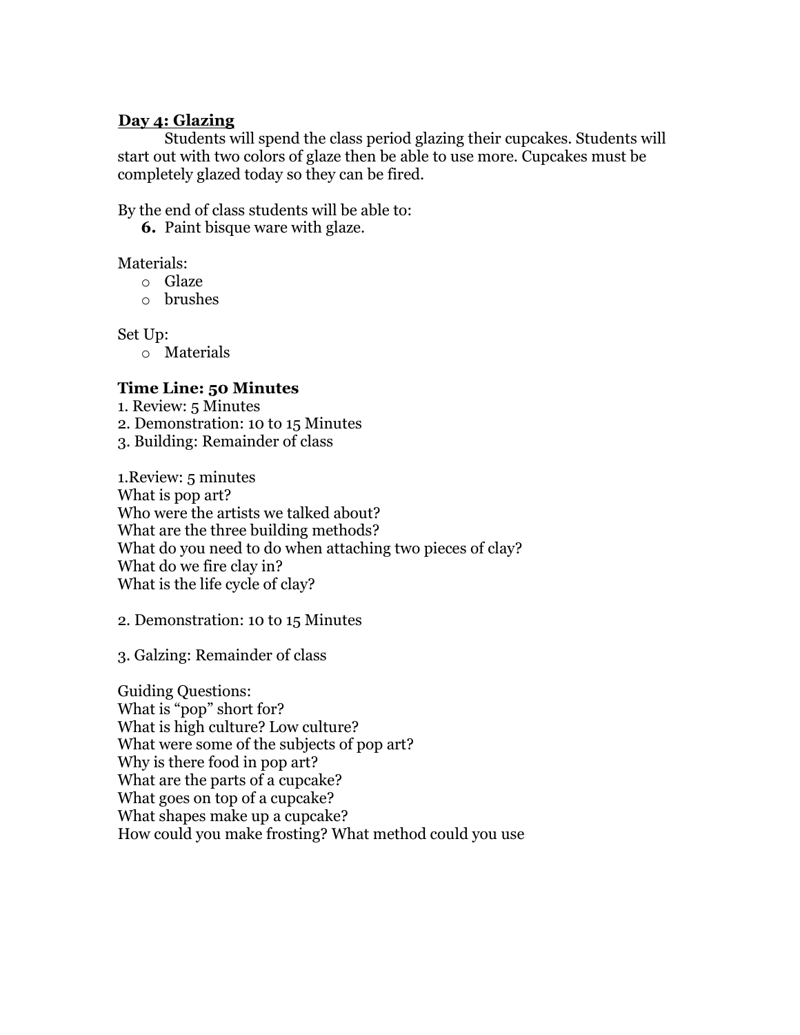**<u>Day 4: Glazing</u>**

Students will spend the class period glazing their cupcakes. Students will start out with two colors of glaze then be able to use more. Cupcakes must be completely glazed today so they can be fired.

By the end of class students will be able to:

6. Paint bisque ware with glaze.

Materials:

- Glaze
- brushes

Set Up:

- Materials

**Time Line: 50 Minutes**

1. Review: 5 Minutes
2. Demonstration: 10 to 15 Minutes
3. Building: Remainder of class

1.Review: 5 minutes
What is pop art?
Who were the artists we talked about?
What are the three building methods?
What do you need to do when attaching two pieces of clay?
What do we fire clay in?
What is the life cycle of clay?

2. Demonstration: 10 to 15 Minutes

3. Galzing: Remainder of class

Guiding Questions:
What is "pop" short for?
What is high culture? Low culture?
What were some of the subjects of pop art?
Why is there food in pop art?
What are the parts of a cupcake?
What goes on top of a cupcake?
What shapes make up a cupcake?
How could you make frosting? What method could you use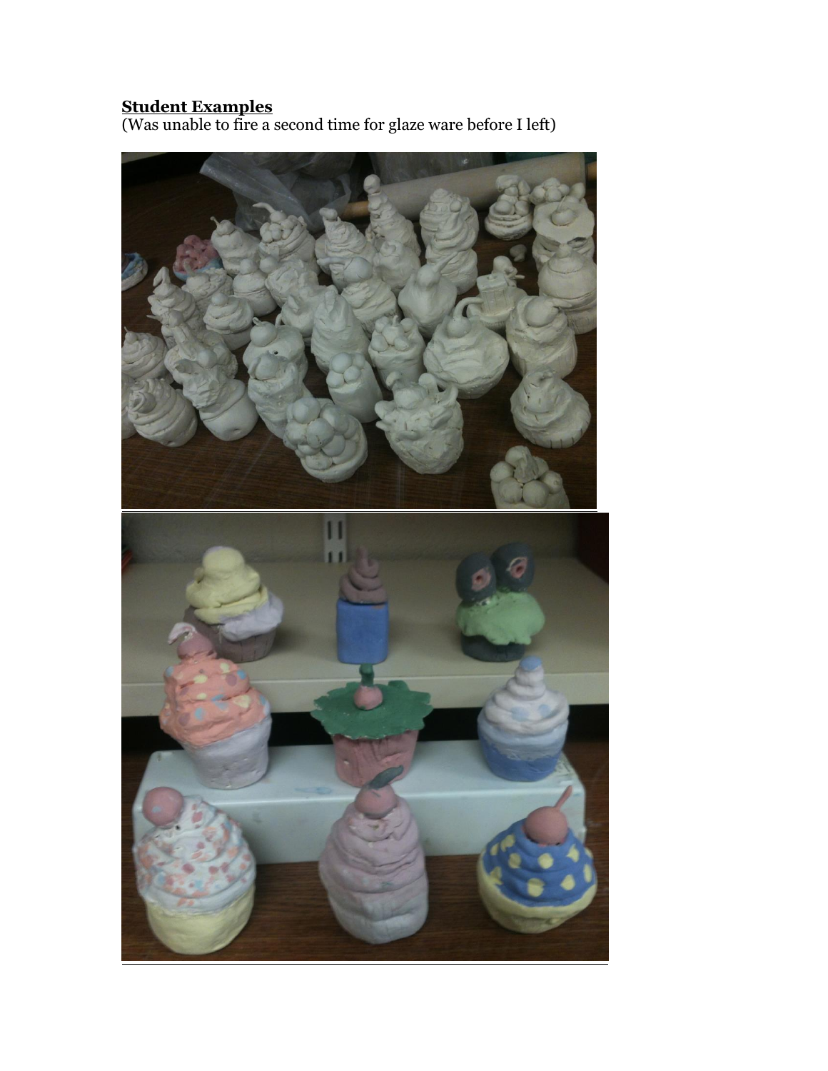**Student Examples**
(Was unable to fire a second time for glaze ware before I left)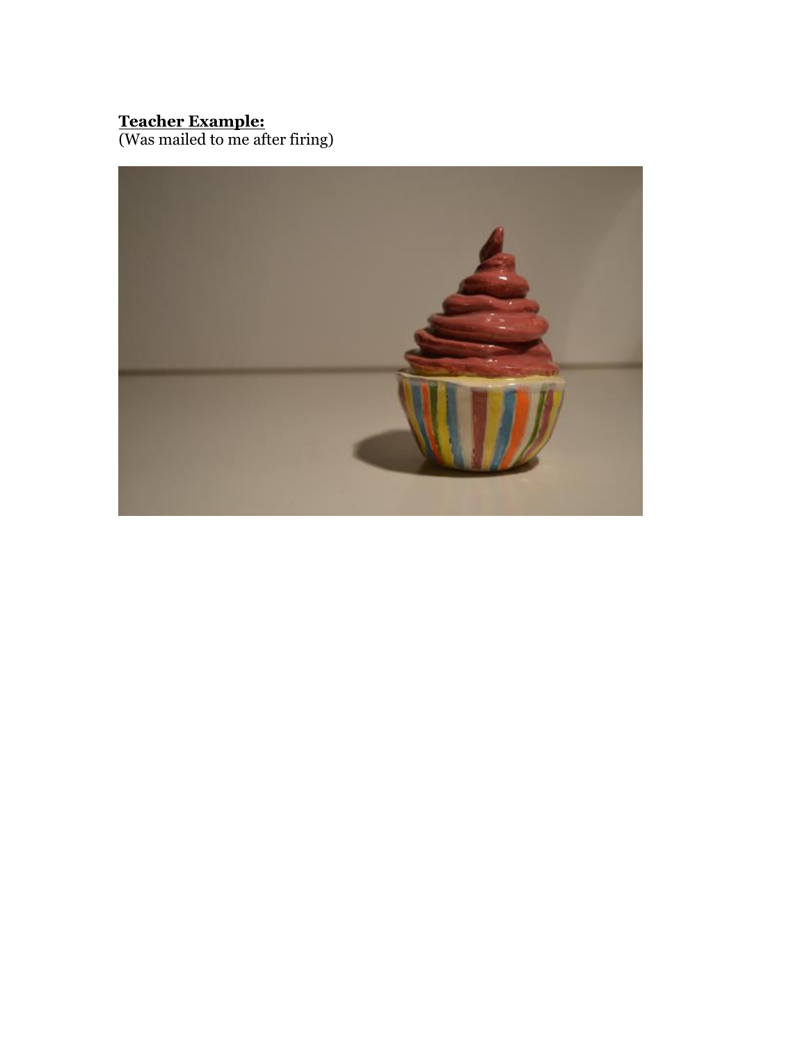**Teacher Example:**

(Was mailed to me after firing)